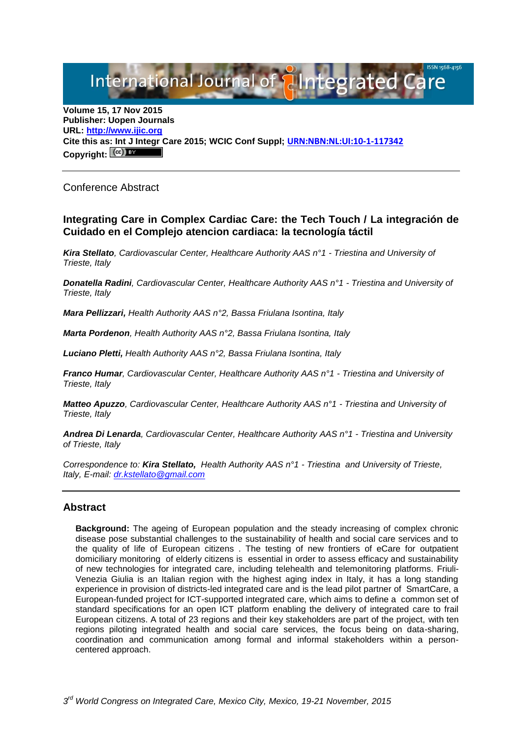**Volume 15, 17 Nov 2015**
**Publisher: Uopen Journals**
**URL: [http://www.ijic.org](http://www.ijic.org)**
**Cite this as: Int J Integr Care 2015; WCIC Conf Suppl; [URN:NBN:NL:UI:10-1-117342](URN:NBN:NL:UI:10-1-117342)**
**Copyright:**

---

Conference Abstract

### Integrating Care in Complex Cardiac Care: the Tech Touch / La integración de Cuidado en el Complejo atencion cardiaca: la tecnología táctil

***Kira Stellato**, Cardiovascular Center, Healthcare Authority AAS n°1 - Triestina and University of Trieste, Italy*

***Donatella Radini**, Cardiovascular Center, Healthcare Authority AAS n°1 - Triestina and University of Trieste, Italy*

***Mara Pellizzari,** Health Authority AAS n°2, Bassa Friulana Isontina, Italy*

***Marta Pordenon**, Health Authority AAS n°2, Bassa Friulana Isontina, Italy*

***Luciano Pletti,** Health Authority AAS n°2, Bassa Friulana Isontina, Italy*

***Franco Humar**, Cardiovascular Center, Healthcare Authority AAS n°1 - Triestina and University of Trieste, Italy*

***Matteo Apuzzo**, Cardiovascular Center, Healthcare Authority AAS n°1 - Triestina and University of Trieste, Italy*

***Andrea Di Lenarda**, Cardiovascular Center, Healthcare Authority AAS n°1 - Triestina and University of Trieste, Italy*

*Correspondence to: **Kira Stellato,** Health Authority AAS n°1 - Triestina and University of Trieste, Italy, E-mail: [dr.kstellato@gmail.com](mailto:dr.kstellato@gmail.com)*

---

## Abstract

**Background:** The ageing of European population and the steady increasing of complex chronic disease pose substantial challenges to the sustainability of health and social care services and to the quality of life of European citizens . The testing of new frontiers of eCare for outpatient domiciliary monitoring of elderly citizens is essential in order to assess efficacy and sustainability of new technologies for integrated care, including telehealth and telemonitoring platforms. Friuli-Venezia Giulia is an Italian region with the highest aging index in Italy, it has a long standing experience in provision of districts-led integrated care and is the lead pilot partner of SmartCare, a European-funded project for ICT-supported integrated care, which aims to define a common set of standard specifications for an open ICT platform enabling the delivery of integrated care to frail European citizens. A total of 23 regions and their key stakeholders are part of the project, with ten regions piloting integrated health and social care services, the focus being on data-sharing, coordination and communication among formal and informal stakeholders within a person-centered approach.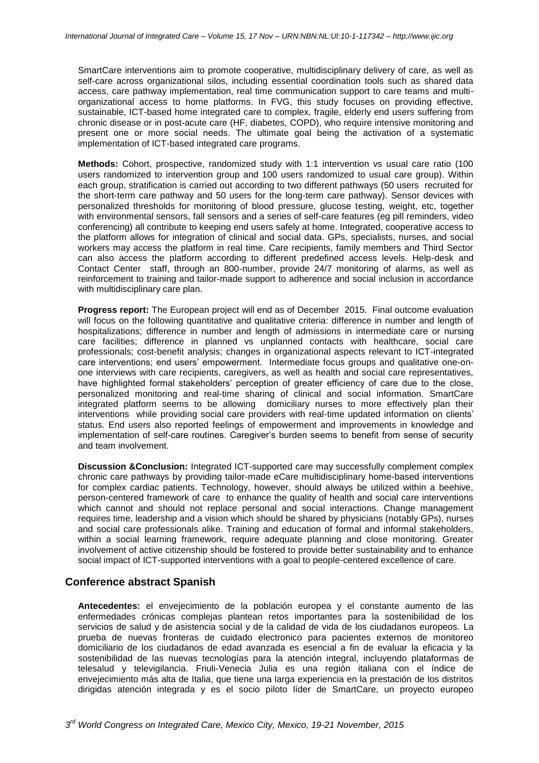SmartCare interventions aim to promote cooperative, multidisciplinary delivery of care, as well as self-care across organizational silos, including essential coordination tools such as shared data access, care pathway implementation, real time communication support to care teams and multi-organizational access to home platforms. In FVG, this study focuses on providing effective, sustainable, ICT-based home integrated care to complex, fragile, elderly end users suffering from chronic disease or in post-acute care (HF, diabetes, COPD), who require intensive monitoring and present one or more social needs. The ultimate goal being the activation of a systematic implementation of ICT-based integrated care programs.

**Methods:** Cohort, prospective, randomized study with 1:1 intervention vs usual care ratio (100 users randomized to intervention group and 100 users randomized to usual care group). Within each group, stratification is carried out according to two different pathways (50 users recruited for the short-term care pathway and 50 users for the long-term care pathway). Sensor devices with personalized thresholds for monitoring of blood pressure, glucose testing, weight, etc, together with environmental sensors, fall sensors and a series of self-care features (eg pill reminders, video conferencing) all contribute to keeping end users safely at home. Integrated, cooperative access to the platform allows for integration of clinical and social data. GPs, specialists, nurses, and social workers may access the platform in real time. Care recipients, family members and Third Sector can also access the platform according to different predefined access levels. Help-desk and Contact Center staff, through an 800-number, provide 24/7 monitoring of alarms, as well as reinforcement to training and tailor-made support to adherence and social inclusion in accordance with multidisciplinary care plan.

**Progress report:** The European project will end as of December 2015. Final outcome evaluation will focus on the following quantitative and qualitative criteria: difference in number and length of hospitalizations; difference in number and length of admissions in intermediate care or nursing care facilities; difference in planned vs unplanned contacts with healthcare, social care professionals; cost-benefit analysis; changes in organizational aspects relevant to ICT-integrated care interventions; end users' empowerment. Intermediate focus groups and qualitative one-on-one interviews with care recipients, caregivers, as well as health and social care representatives, have highlighted formal stakeholders' perception of greater efficiency of care due to the close, personalized monitoring and real-time sharing of clinical and social information. SmartCare integrated platform seems to be allowing domiciliary nurses to more effectively plan their interventions while providing social care providers with real-time updated information on clients' status. End users also reported feelings of empowerment and improvements in knowledge and implementation of self-care routines. Caregiver's burden seems to benefit from sense of security and team involvement.

**Discussion &Conclusion:** Integrated ICT-supported care may successfully complement complex chronic care pathways by providing tailor-made eCare multidisciplinary home-based interventions for complex cardiac patients. Technology, however, should always be utilized within a beehive, person-centered framework of care to enhance the quality of health and social care interventions which cannot and should not replace personal and social interactions. Change management requires time, leadership and a vision which should be shared by physicians (notably GPs), nurses and social care professionals alike. Training and education of formal and informal stakeholders, within a social learning framework, require adequate planning and close monitoring. Greater involvement of active citizenship should be fostered to provide better sustainability and to enhance social impact of ICT-supported interventions with a goal to people-centered excellence of care.

## Conference abstract Spanish

**Antecedentes:** el envejecimiento de la población europea y el constante aumento de las enfermedades crónicas complejas plantean retos importantes para la sostenibilidad de los servicios de salud y de asistencia social y de la calidad de vida de los ciudadanos europeos. La prueba de nuevas fronteras de cuidado electronico para pacientes externos de monitoreo domiciliario de los ciudadanos de edad avanzada es esencial a fin de evaluar la eficacia y la sostenibilidad de las nuevas tecnologías para la atención integral, incluyendo plataformas de telesalud y televigilancia. Friuli-Venecia Julia es una región italiana con el índice de envejecimiento más alta de Italia, que tiene una larga experiencia en la prestación de los distritos dirigidas atención integrada y es el socio piloto líder de SmartCare, un proyecto europeo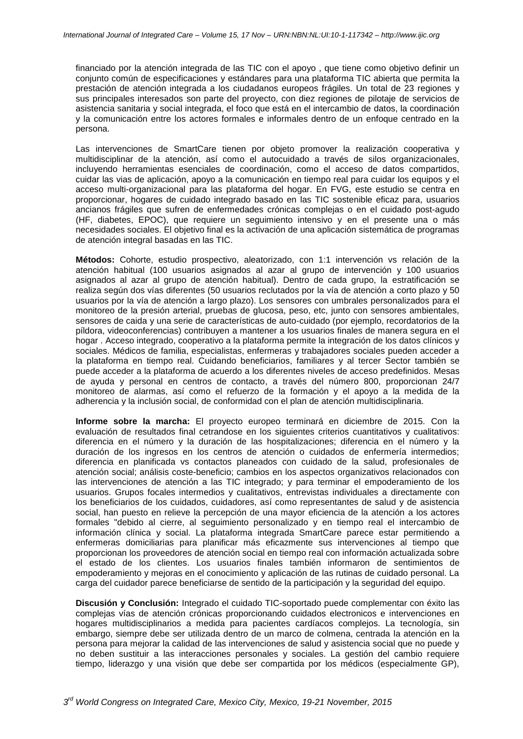financiado por la atención integrada de las TIC con el apoyo , que tiene como objetivo definir un conjunto común de especificaciones y estándares para una plataforma TIC abierta que permita la prestación de atención integrada a los ciudadanos europeos frágiles. Un total de 23 regiones y sus principales interesados son parte del proyecto, con diez regiones de pilotaje de servicios de asistencia sanitaria y social integrada, el foco que está en el intercambio de datos, la coordinación y la comunicación entre los actores formales e informales dentro de un enfoque centrado en la persona.

Las intervenciones de SmartCare tienen por objeto promover la realización cooperativa y multidisciplinar de la atención, así como el autocuidado a través de silos organizacionales, incluyendo herramientas esenciales de coordinación, como el acceso de datos compartidos, cuidar las vias de aplicación, apoyo a la comunicación en tiempo real para cuidar los equipos y el acceso multi-organizacional para las plataforma del hogar. En FVG, este estudio se centra en proporcionar, hogares de cuidado integrado basado en las TIC sostenible eficaz para, usuarios ancianos frágiles que sufren de enfermedades crónicas complejas o en el cuidado post-agudo (HF, diabetes, EPOC), que requiere un seguimiento intensivo y en el presente una o más necesidades sociales. El objetivo final es la activación de una aplicación sistemática de programas de atención integral basadas en las TIC.

**Métodos:** Cohorte, estudio prospectivo, aleatorizado, con 1:1 intervención vs relación de la atención habitual (100 usuarios asignados al azar al grupo de intervención y 100 usuarios asignados al azar al grupo de atención habitual). Dentro de cada grupo, la estratificación se realiza según dos vías diferentes (50 usuarios reclutados por la vía de atención a corto plazo y 50 usuarios por la vía de atención a largo plazo). Los sensores con umbrales personalizados para el monitoreo de la presión arterial, pruebas de glucosa, peso, etc, junto con sensores ambientales, sensores de caida y una serie de características de auto-cuidado (por ejemplo, recordatorios de la píldora, videoconferencias) contribuyen a mantener a los usuarios finales de manera segura en el hogar . Acceso integrado, cooperativo a la plataforma permite la integración de los datos clínicos y sociales. Médicos de familia, especialistas, enfermeras y trabajadores sociales pueden acceder a la plataforma en tiempo real. Cuidando beneficiarios, familiares y al tercer Sector también se puede acceder a la plataforma de acuerdo a los diferentes niveles de acceso predefinidos. Mesas de ayuda y personal en centros de contacto, a través del número 800, proporcionan 24/7 monitoreo de alarmas, así como el refuerzo de la formación y el apoyo a la medida de la adherencia y la inclusión social, de conformidad con el plan de atención multidisciplinaria.

**Informe sobre la marcha:** El proyecto europeo terminará en diciembre de 2015. Con la evaluación de resultados final cetrandose en los siguientes criterios cuantitativos y cualitativos: diferencia en el número y la duración de las hospitalizaciones; diferencia en el número y la duración de los ingresos en los centros de atención o cuidados de enfermería intermedios; diferencia en planificada vs contactos planeados con cuidado de la salud, profesionales de atención social; análisis coste-beneficio; cambios en los aspectos organizativos relacionados con las intervenciones de atención a las TIC integrado; y para terminar el empoderamiento de los usuarios. Grupos focales intermedios y cualitativos, entrevistas individuales a directamente con los beneficiarios de los cuidados, cuidadores, así como representantes de salud y de asistencia social, han puesto en relieve la percepción de una mayor eficiencia de la atención a los actores formales "debido al cierre, al seguimiento personalizado y en tiempo real el intercambio de información clínica y social. La plataforma integrada SmartCare parece estar permitiendo a enfermeras domiciliarias para planificar más eficazmente sus intervenciones el tiempo que proporcionan los proveedores de atención social en tiempo real con información actualizada sobre el estado de los clientes. Los usuarios finales también informaron de sentimientos de empoderamiento y mejoras en el conocimiento y aplicación de las rutinas de cuidado personal. La carga del cuidador parece beneficiarse de sentido de la participación y la seguridad del equipo.

**Discusión y Conclusión:** Integrado el cuidado TIC-soportado puede complementar con éxito las complejas vías de atención crónicas proporcionando cuidados electronicos e intervenciones en hogares multidisciplinarios a medida para pacientes cardíacos complejos. La tecnología, sin embargo, siempre debe ser utilizada dentro de un marco de colmena, centrada la atención en la persona para mejorar la calidad de las intervenciones de salud y asistencia social que no puede y no deben sustituir a las interacciones personales y sociales. La gestión del cambio requiere tiempo, liderazgo y una visión que debe ser compartida por los médicos (especialmente GP),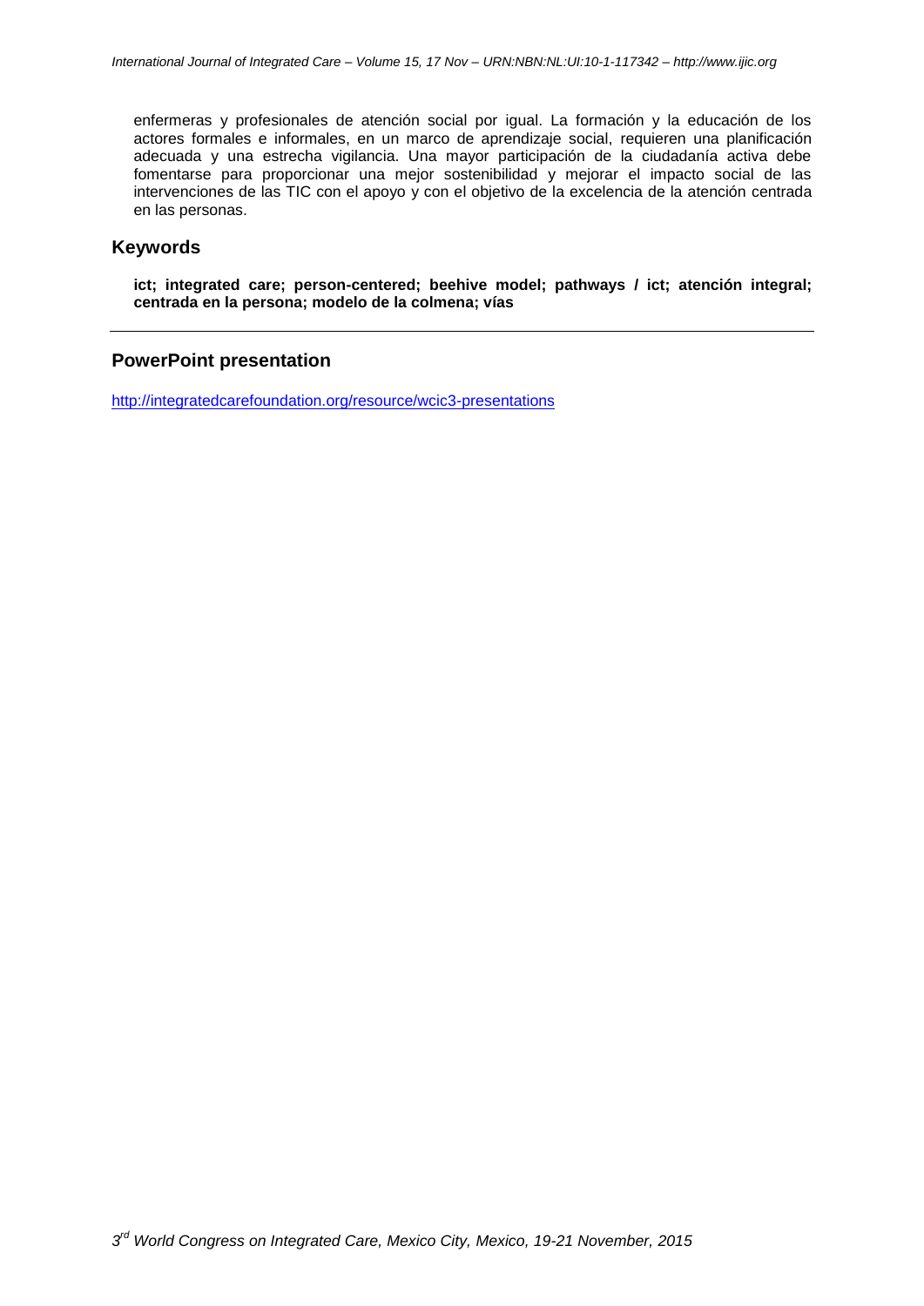enfermeras y profesionales de atención social por igual. La formación y la educación de los actores formales e informales, en un marco de aprendizaje social, requieren una planificación adecuada y una estrecha vigilancia. Una mayor participación de la ciudadanía activa debe fomentarse para proporcionar una mejor sostenibilidad y mejorar el impacto social de las intervenciones de las TIC con el apoyo y con el objetivo de la excelencia de la atención centrada en las personas.

## Keywords

**ict; integrated care; person-centered; beehive model; pathways / ict; atención integral; centrada en la persona; modelo de la colmena; vías**

---

## PowerPoint presentation

http://integratedcarefoundation.org/resource/wcic3-presentations